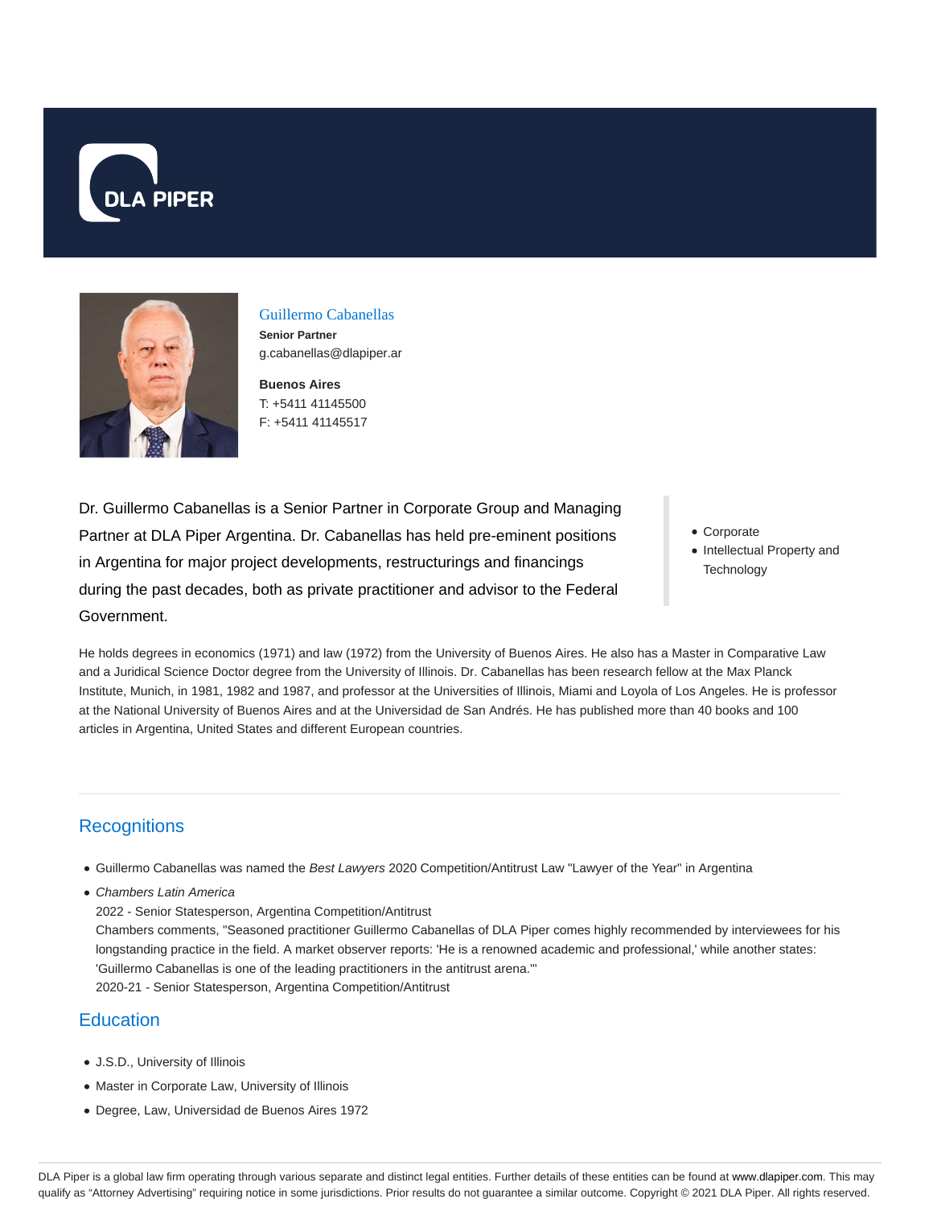DLA PIPER

# Guillermo Cabanellas

**Senior Partner**
g.cabanellas@dlapiper.ar

**Buenos Aires**
T: +5411 41145500
F: +5411 41145517

Dr. Guillermo Cabanellas is a Senior Partner in Corporate Group and Managing Partner at DLA Piper Argentina. Dr. Cabanellas has held pre-eminent positions in Argentina for major project developments, restructurings and financings during the past decades, both as private practitioner and advisor to the Federal Government.

- Corporate
- Intellectual Property and Technology

He holds degrees in economics (1971) and law (1972) from the University of Buenos Aires. He also has a Master in Comparative Law and a Juridical Science Doctor degree from the University of Illinois. Dr. Cabanellas has been research fellow at the Max Planck Institute, Munich, in 1981, 1982 and 1987, and professor at the Universities of Illinois, Miami and Loyola of Los Angeles. He is professor at the National University of Buenos Aires and at the Universidad de San Andrés. He has published more than 40 books and 100 articles in Argentina, United States and different European countries.

## Recognitions

- Guillermo Cabanellas was named the *Best Lawyers* 2020 Competition/Antitrust Law "Lawyer of the Year" in Argentina
- *Chambers Latin America*
  2022 - Senior Statesperson, Argentina Competition/Antitrust
  Chambers comments, "Seasoned practitioner Guillermo Cabanellas of DLA Piper comes highly recommended by interviewees for his longstanding practice in the field. A market observer reports: 'He is a renowned academic and professional,' while another states: 'Guillermo Cabanellas is one of the leading practitioners in the antitrust arena.'"
  2020-21 - Senior Statesperson, Argentina Competition/Antitrust

## Education

- J.S.D., University of Illinois
- Master in Corporate Law, University of Illinois
- Degree, Law, Universidad de Buenos Aires 1972

DLA Piper is a global law firm operating through various separate and distinct legal entities. Further details of these entities can be found at www.dlapiper.com. This may qualify as "Attorney Advertising" requiring notice in some jurisdictions. Prior results do not guarantee a similar outcome. Copyright © 2021 DLA Piper. All rights reserved.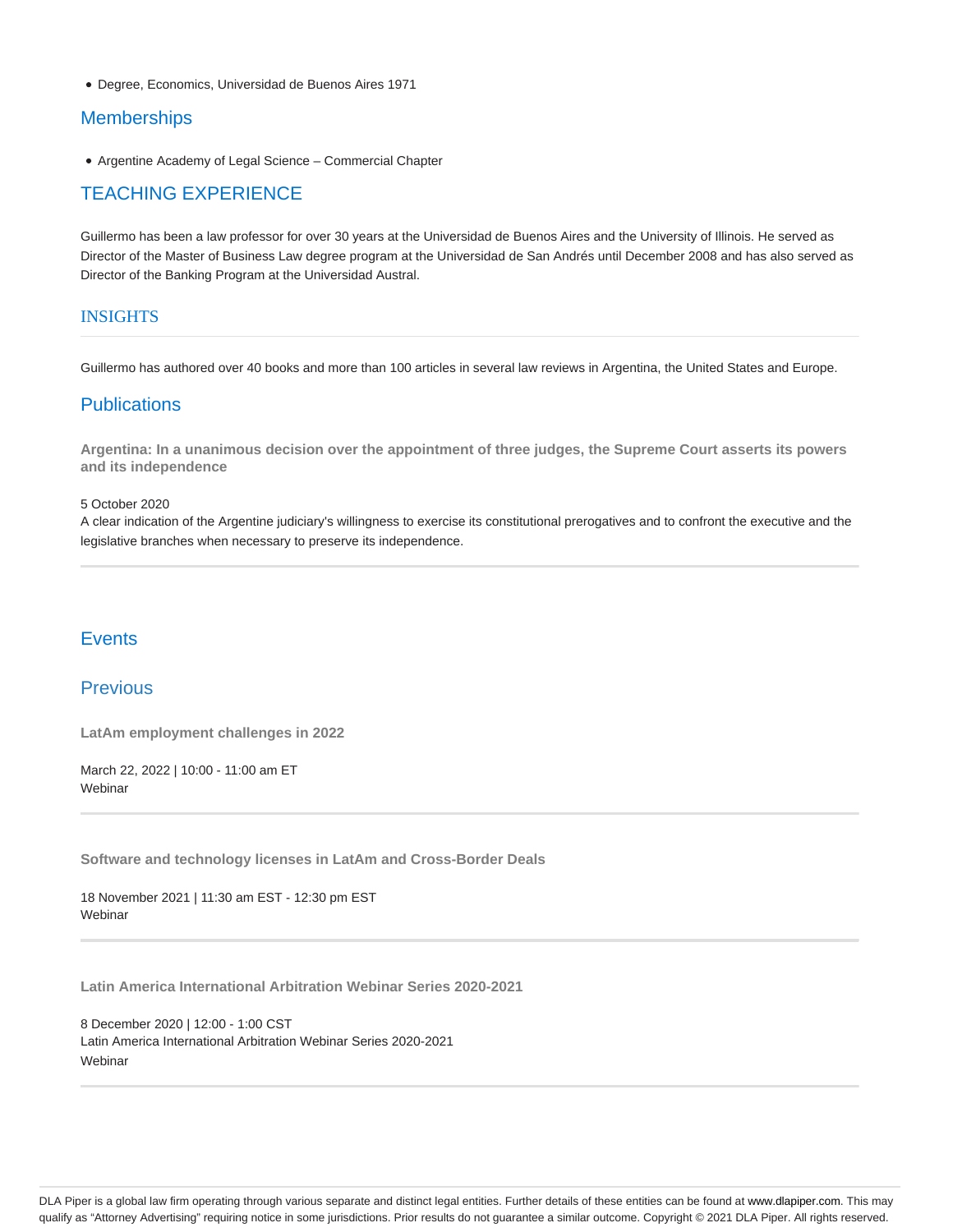- Degree, Economics, Universidad de Buenos Aires 1971

## Memberships

- Argentine Academy of Legal Science – Commercial Chapter

## TEACHING EXPERIENCE

Guillermo has been a law professor for over 30 years at the Universidad de Buenos Aires and the University of Illinois. He served as Director of the Master of Business Law degree program at the Universidad de San Andrés until December 2008 and has also served as Director of the Banking Program at the Universidad Austral.

## INSIGHTS

Guillermo has authored over 40 books and more than 100 articles in several law reviews in Argentina, the United States and Europe.

## Publications

**Argentina: In a unanimous decision over the appointment of three judges, the Supreme Court asserts its powers and its independence**

5 October 2020
A clear indication of the Argentine judiciary's willingness to exercise its constitutional prerogatives and to confront the executive and the legislative branches when necessary to preserve its independence.

## Events

### Previous

**LatAm employment challenges in 2022**

March 22, 2022 | 10:00 - 11:00 am ET
Webinar

**Software and technology licenses in LatAm and Cross-Border Deals**

18 November 2021 | 11:30 am EST - 12:30 pm EST
Webinar

**Latin America International Arbitration Webinar Series 2020-2021**

8 December 2020 | 12:00 - 1:00 CST
Latin America International Arbitration Webinar Series 2020-2021
Webinar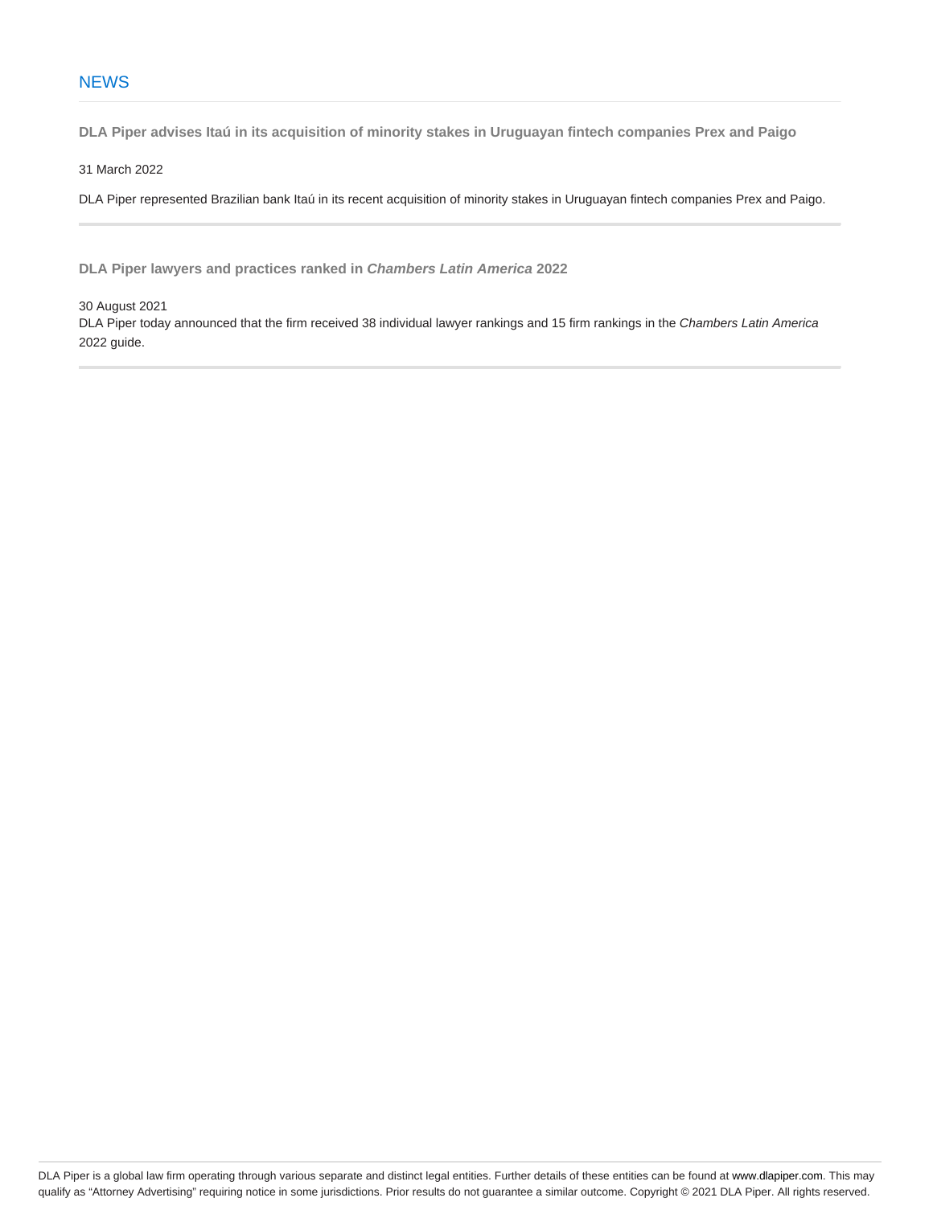## NEWS

**DLA Piper advises Itaú in its acquisition of minority stakes in Uruguayan fintech companies Prex and Paigo**

31 March 2022

DLA Piper represented Brazilian bank Itaú in its recent acquisition of minority stakes in Uruguayan fintech companies Prex and Paigo.

**DLA Piper lawyers and practices ranked in *Chambers Latin America* 2022**

30 August 2021

DLA Piper today announced that the firm received 38 individual lawyer rankings and 15 firm rankings in the *Chambers Latin America* 2022 guide.

DLA Piper is a global law firm operating through various separate and distinct legal entities. Further details of these entities can be found at www.dlapiper.com. This may qualify as "Attorney Advertising" requiring notice in some jurisdictions. Prior results do not guarantee a similar outcome. Copyright © 2021 DLA Piper. All rights reserved.